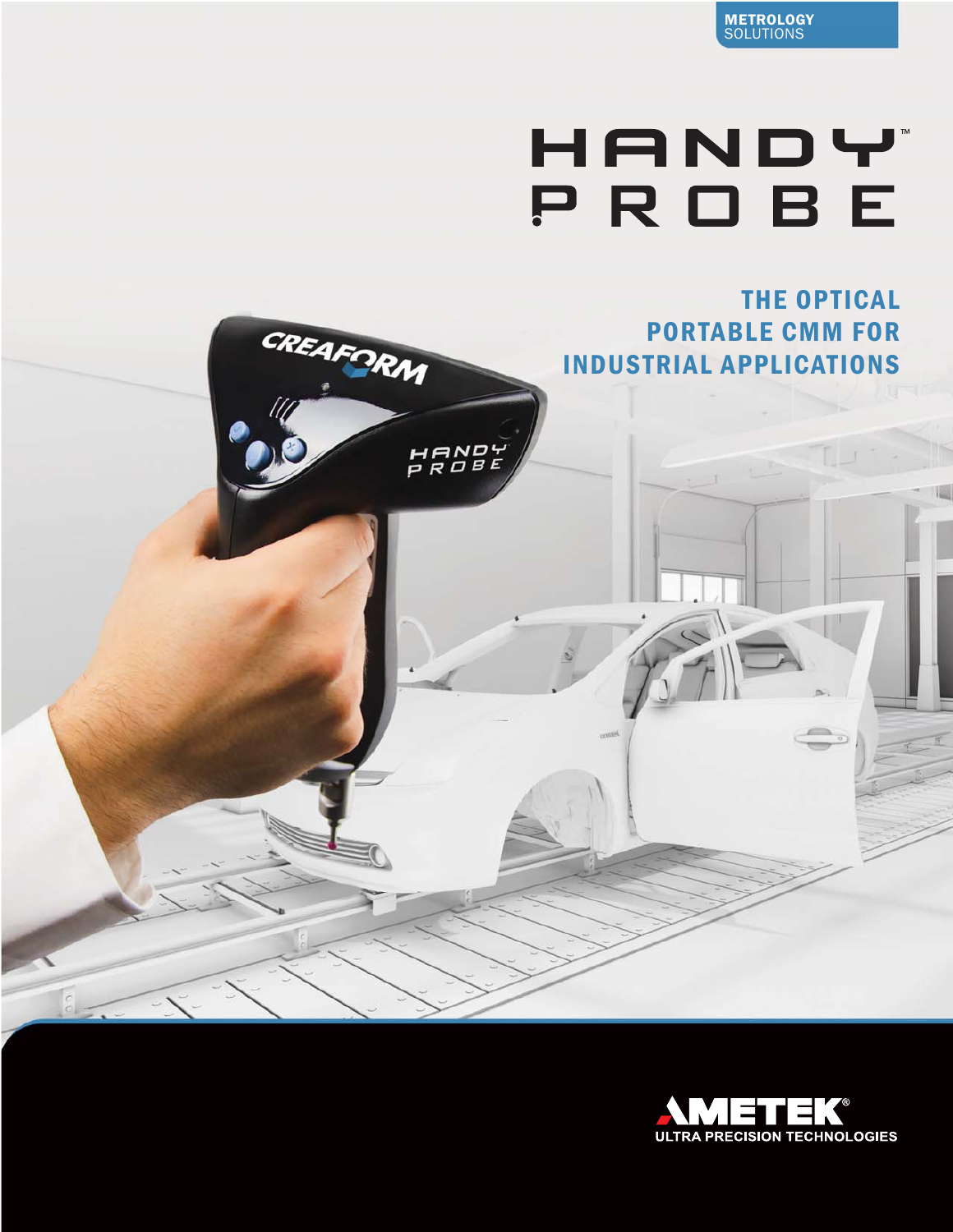METROLOGY SOLUTIONS

# HANDY PROBE™

## THE OPTICAL PORTABLE CMM FOR INDUSTRIAL APPLICATIONS

AMETEK® ULTRA PRECISION TECHNOLOGIES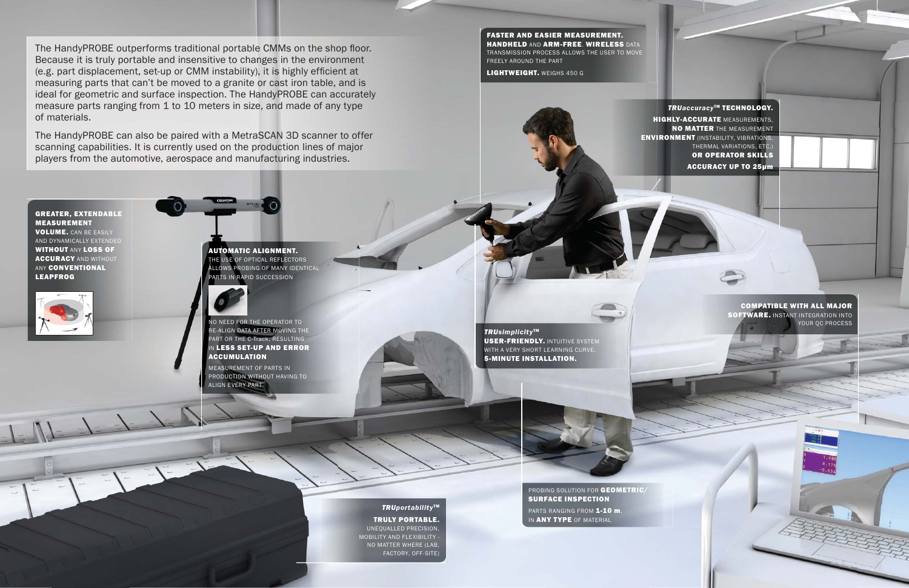The HandyPROBE outperforms traditional portable CMMs on the shop floor. Because it is truly portable and insensitive to changes in the environment (e.g. part displacement, set-up or CMM instability), it is highly efficient at measuring parts that can't be moved to a granite or cast iron table, and is ideal for geometric and surface inspection. The HandyPROBE can accurately measure parts ranging from 1 to 10 meters in size, and made of any type of materials.

The HandyPROBE can also be paired with a MetraSCAN 3D scanner to offer scanning capabilities. It is currently used on the production lines of major players from the automotive, aerospace and manufacturing industries.

**FASTER AND EASIER MEASUREMENT.**
**HANDHELD** AND **ARM-FREE**. **WIRELESS** DATA TRANSMISSION PROCESS ALLOWS THE USER TO MOVE FREELY AROUND THE PART

**LIGHTWEIGHT.** WEIGHS 450 G

***TRUaccuracy™* TECHNOLOGY.**
**HIGHLY-ACCURATE** MEASUREMENTS, **NO MATTER** THE MEASUREMENT **ENVIRONMENT** (INSTABILITY, VIBRATIONS, THERMAL VARIATIONS, ETC.) **OR OPERATOR SKILLS**

**ACCURACY UP TO 25µm**

**GREATER, EXTENDABLE MEASUREMENT VOLUME.** CAN BE EASILY AND DYNAMICALLY EXTENDED **WITHOUT** ANY **LOSS OF ACCURACY** AND WITHOUT ANY **CONVENTIONAL LEAPFROG**

**AUTOMATIC ALIGNMENT.**
THE USE OF OPTICAL REFLECTORS ALLOWS PROBING OF MANY IDENTICAL PARTS IN RAPID SUCCESSION

NO NEED FOR THE OPERATOR TO RE-ALIGN DATA AFTER MOVING THE PART OR THE C-Track, RESULTING IN **LESS SET-UP AND ERROR ACCUMULATION**

MEASUREMENT OF PARTS IN PRODUCTION WITHOUT HAVING TO ALIGN EVERY PART

***TRUsimplicity™***
**USER-FRIENDLY.** INTUITIVE SYSTEM WITH A VERY SHORT LEARNING CURVE.
**5-MINUTE INSTALLATION.**

**COMPATIBLE WITH ALL MAJOR SOFTWARE.** INSTANT INTEGRATION INTO YOUR QC PROCESS

PROBING SOLUTION FOR **GEOMETRIC/ SURFACE INSPECTION**

PARTS RANGING FROM **1-10 m**, IN **ANY TYPE** OF MATERIAL

***TRUportability™***
**TRULY PORTABLE.**
UNEQUALLED PRECISION, MOBILITY AND FLEXIBILITY - NO MATTER WHERE (LAB, FACTORY, OFF-SITE)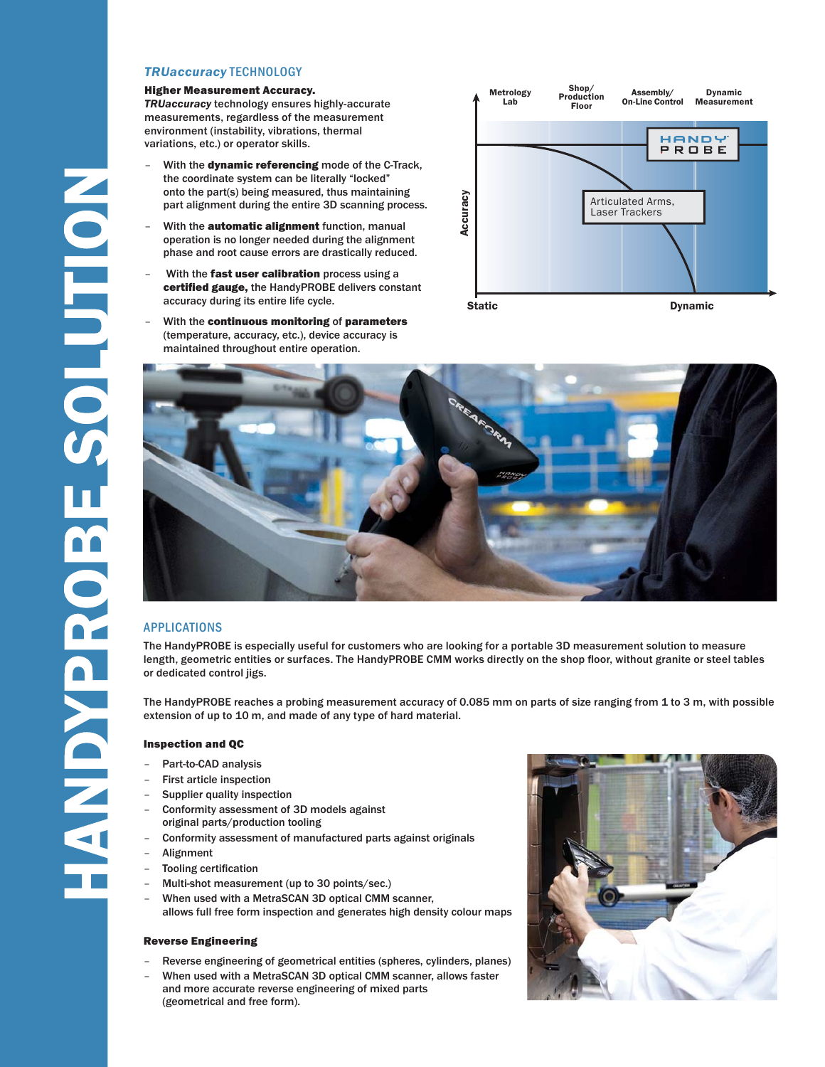# HANDYPROBE SOLUTION

## *TRUaccuracy* TECHNOLOGY

**Higher Measurement Accuracy.**
***TRUaccuracy*** technology ensures highly-accurate measurements, regardless of the measurement environment (instability, vibrations, thermal variations, etc.) or operator skills.

- With the **dynamic referencing** mode of the C-Track, the coordinate system can be literally "locked" onto the part(s) being measured, thus maintaining part alignment during the entire 3D scanning process.
- With the **automatic alignment** function, manual operation is no longer needed during the alignment phase and root cause errors are drastically reduced.
- With the **fast user calibration** process using a **certified gauge,** the HandyPROBE delivers constant accuracy during its entire life cycle.
- With the **continuous monitoring** of **parameters** (temperature, accuracy, etc.), device accuracy is maintained throughout entire operation.

Metrology Lab | Shop/ Production Floor | Assembly/ On-Line Control | Dynamic Measurement

HANDY PROBE

Articulated Arms, Laser Trackers

Accuracy

Static | Dynamic

## APPLICATIONS

The HandyPROBE is especially useful for customers who are looking for a portable 3D measurement solution to measure length, geometric entities or surfaces. The HandyPROBE CMM works directly on the shop floor, without granite or steel tables or dedicated control jigs.

The HandyPROBE reaches a probing measurement accuracy of 0.085 mm on parts of size ranging from 1 to 3 m, with possible extension of up to 10 m, and made of any type of hard material.

### Inspection and QC

- Part-to-CAD analysis
- First article inspection
- Supplier quality inspection
- Conformity assessment of 3D models against original parts/production tooling
- Conformity assessment of manufactured parts against originals
- Alignment
- Tooling certification
- Multi-shot measurement (up to 30 points/sec.)
- When used with a MetraSCAN 3D optical CMM scanner, allows full free form inspection and generates high density colour maps

### Reverse Engineering

- Reverse engineering of geometrical entities (spheres, cylinders, planes)
- When used with a MetraSCAN 3D optical CMM scanner, allows faster and more accurate reverse engineering of mixed parts (geometrical and free form).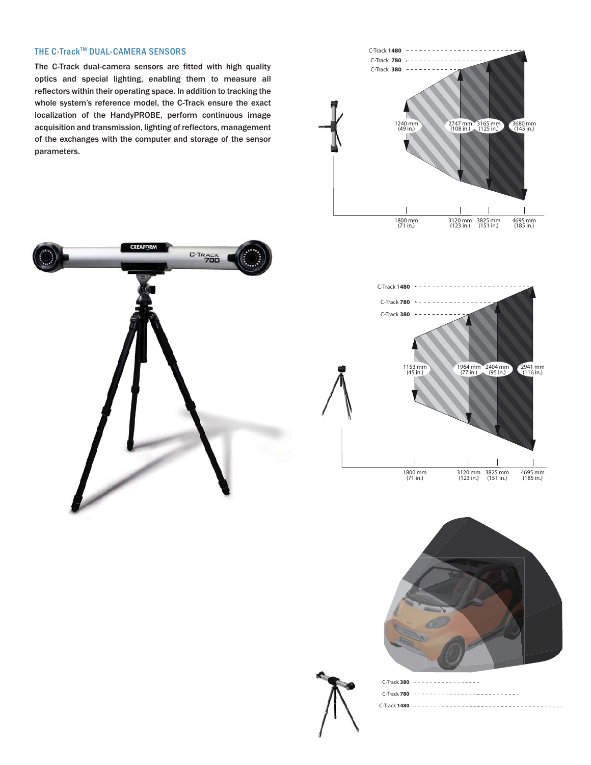## THE C-Track™ DUAL-CAMERA SENSORS

The C-Track dual-camera sensors are fitted with high quality optics and special lighting, enabling them to measure all reflectors within their operating space. In addition to tracking the whole system's reference model, the C-Track ensure the exact localization of the HandyPROBE, perform continuous image acquisition and transmission, lighting of reflectors, management of the exchanges with the computer and storage of the sensor parameters.

C-Track 1480

C-Track 780

C-Track 380

1240 mm (49 in.)

2747 mm (108 in.)

3165 mm (125 in.)

3680 mm (145 in.)

1800 mm (71 in.)

3120 mm (123 in.)

3825 mm (151 in.)

4695 mm (185 in.)

C-Track 1480

C-Track 780

C-Track 380

1153 mm (45 in.)

1964 mm (77 in.)

2404 mm (95 in.)

2941 mm (116 in.)

1800 mm (71 in.)

3120 mm (123 in.)

3825 mm (151 in.)

4695 mm (185 in.)

C-Track 380

C-Track 780

C-Track 1480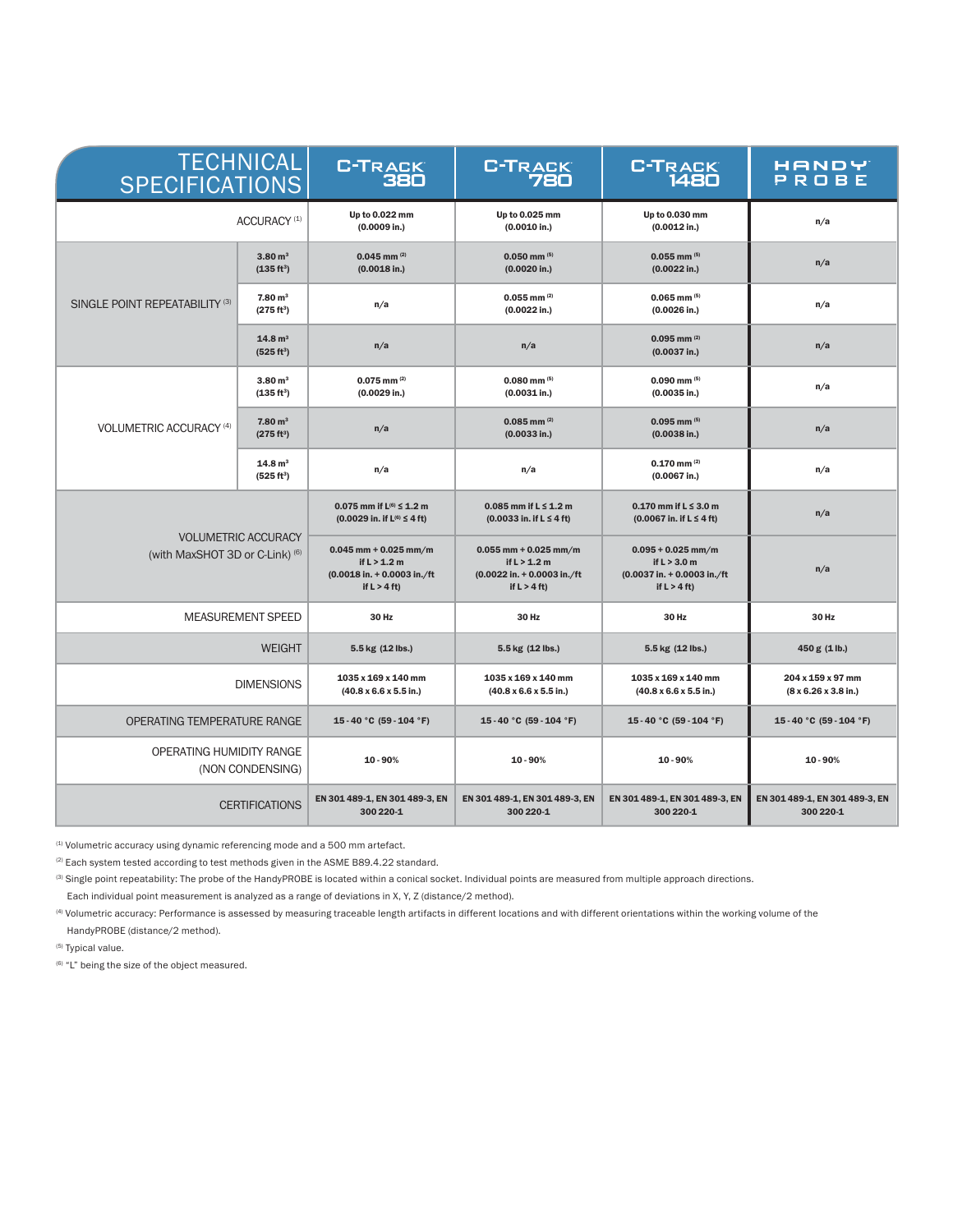| TECHNICAL SPECIFICATIONS | | C-TRACK 380 | C-TRACK 780 | C-TRACK 1480 | HANDYPROBE |
|---|---|---|---|---|---|
| ACCURACY [1] | | Up to 0.022 mm (0.0009 in.) | Up to 0.025 mm (0.0010 in.) | Up to 0.030 mm (0.0012 in.) | n/a |
| SINGLE POINT REPEATABILITY [3] | 3.80 $m^3$ (135 $ft^3$) | 0.045 mm [2] (0.0018 in.) | 0.050 mm [5] (0.0020 in.) | 0.055 mm [5] (0.0022 in.) | n/a |
| | 7.80 $m^3$ (275 $ft^3$) | n/a | 0.055 mm [2] (0.0022 in.) | 0.065 mm [5] (0.0026 in.) | n/a |
| | 14.8 $m^3$ (525 $ft^3$) | n/a | n/a | 0.095 mm [2] (0.0037 in.) | n/a |
| VOLUMETRIC ACCURACY [4] | 3.80 $m^3$ (135 $ft^3$) | 0.075 mm [2] (0.0029 in.) | 0.080 mm [5] (0.0031 in.) | 0.090 mm [5] (0.0035 in.) | n/a |
| | 7.80 $m^3$ (275 $ft^3$) | n/a | 0.085 mm [2] (0.0033 in.) | 0.095 mm [5] (0.0038 in.) | n/a |
| | 14.8 $m^3$ (525 $ft^3$) | n/a | n/a | 0.170 mm [2] (0.0067 in.) | n/a |
| VOLUMETRIC ACCURACY (with MaxSHOT 3D or C-Link) [6] | | 0.075 mm if L[6] ≤ 1.2 m (0.0029 in. if L[6] ≤ 4 ft) | 0.085 mm if L ≤ 1.2 m (0.0033 in. if L ≤ 4 ft) | 0.170 mm if L ≤ 3.0 m (0.0067 in. if L ≤ 4 ft) | n/a |
| | | 0.045 mm + 0.025 mm/m if L > 1.2 m (0.0018 in. + 0.0003 in./ft if L > 4 ft) | 0.055 mm + 0.025 mm/m if L > 1.2 m (0.0022 in. + 0.0003 in./ft if L > 4 ft) | 0.095 + 0.025 mm/m if L > 3.0 m (0.0037 in. + 0.0003 in./ft if L > 4 ft) | n/a |
| MEASUREMENT SPEED | | 30 Hz | 30 Hz | 30 Hz | 30 Hz |
| WEIGHT | | 5.5 kg (12 lbs.) | 5.5 kg (12 lbs.) | 5.5 kg (12 lbs.) | 450 g (1 lb.) |
| DIMENSIONS | | 1035 x 169 x 140 mm (40.8 x 6.6 x 5.5 in.) | 1035 x 169 x 140 mm (40.8 x 6.6 x 5.5 in.) | 1035 x 169 x 140 mm (40.8 x 6.6 x 5.5 in.) | 204 x 159 x 97 mm (8 x 6.26 x 3.8 in.) |
| OPERATING TEMPERATURE RANGE | | 15 - 40 °C (59 - 104 °F) | 15 - 40 °C (59 - 104 °F) | 15 - 40 °C (59 - 104 °F) | 15 - 40 °C (59 - 104 °F) |
| OPERATING HUMIDITY RANGE (NON CONDENSING) | | 10 - 90% | 10 - 90% | 10 - 90% | 10 - 90% |
| CERTIFICATIONS | | EN 301 489-1, EN 301 489-3, EN 300 220-1 | EN 301 489-1, EN 301 489-3, EN 300 220-1 | EN 301 489-1, EN 301 489-3, EN 300 220-1 | EN 301 489-1, EN 301 489-3, EN 300 220-1 |

[1] Volumetric accuracy using dynamic referencing mode and a 500 mm artefact.

[2] Each system tested according to test methods given in the ASME B89.4.22 standard.

[3] Single point repeatability: The probe of the HandyPROBE is located within a conical socket. Individual points are measured from multiple approach directions. Each individual point measurement is analyzed as a range of deviations in X, Y, Z (distance/2 method).

[4] Volumetric accuracy: Performance is assessed by measuring traceable length artifacts in different locations and with different orientations within the working volume of the HandyPROBE (distance/2 method).

[5] Typical value.

[6] "L" being the size of the object measured.